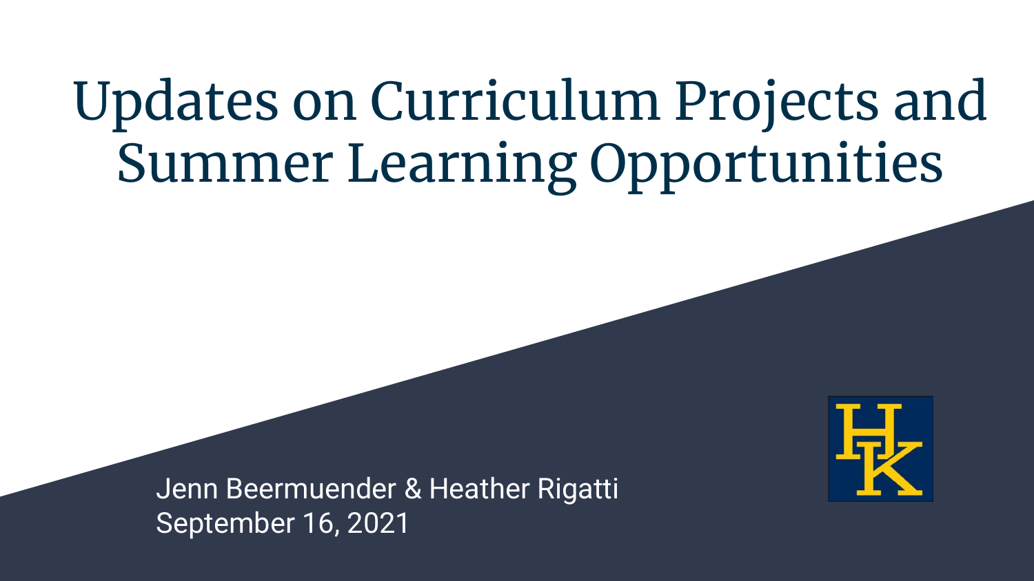# Updates on Curriculum Projects and Summer Learning Opportunities

Jenn Beermuender & Heather Rigatti

September 16, 2021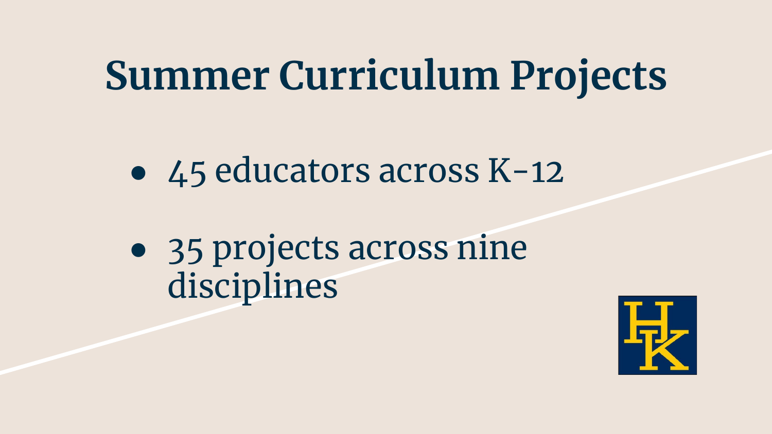# Summer Curriculum Projects

- 45 educators across K-12
- 35 projects across nine disciplines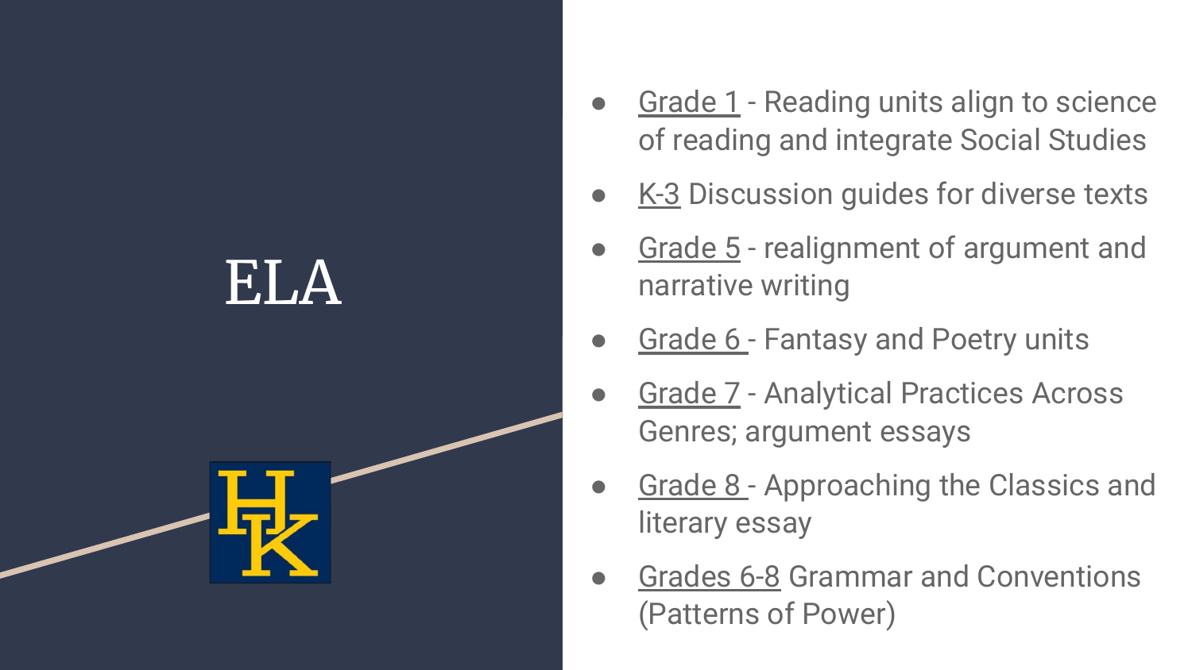# ELA

- Grade 1 - Reading units align to science of reading and integrate Social Studies
- K-3 Discussion guides for diverse texts
- Grade 5 - realignment of argument and narrative writing
- Grade 6 - Fantasy and Poetry units
- Grade 7 - Analytical Practices Across Genres; argument essays
- Grade 8 - Approaching the Classics and literary essay
- Grades 6-8 Grammar and Conventions (Patterns of Power)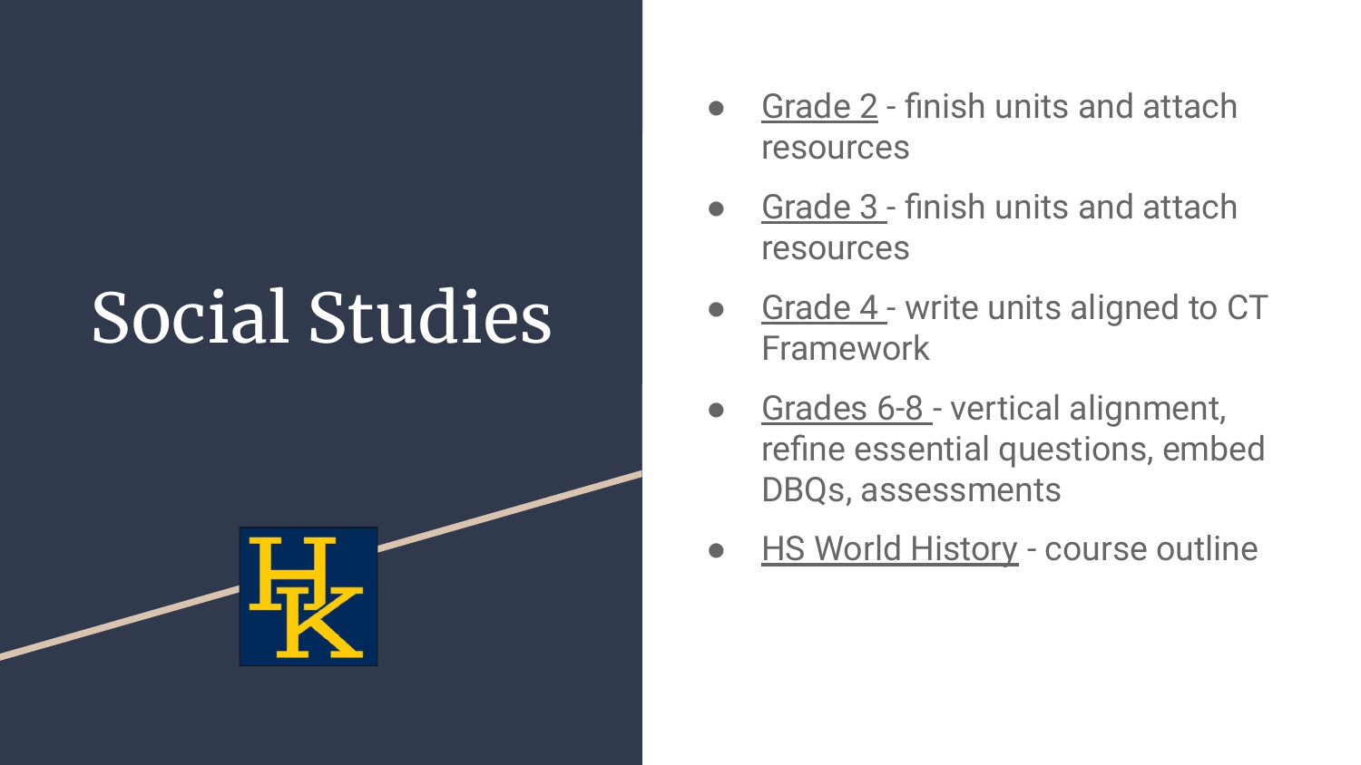# Social Studies

- Grade 2 - finish units and attach resources
- Grade 3 - finish units and attach resources
- Grade 4 - write units aligned to CT Framework
- Grades 6-8 - vertical alignment, refine essential questions, embed DBQs, assessments
- HS World History - course outline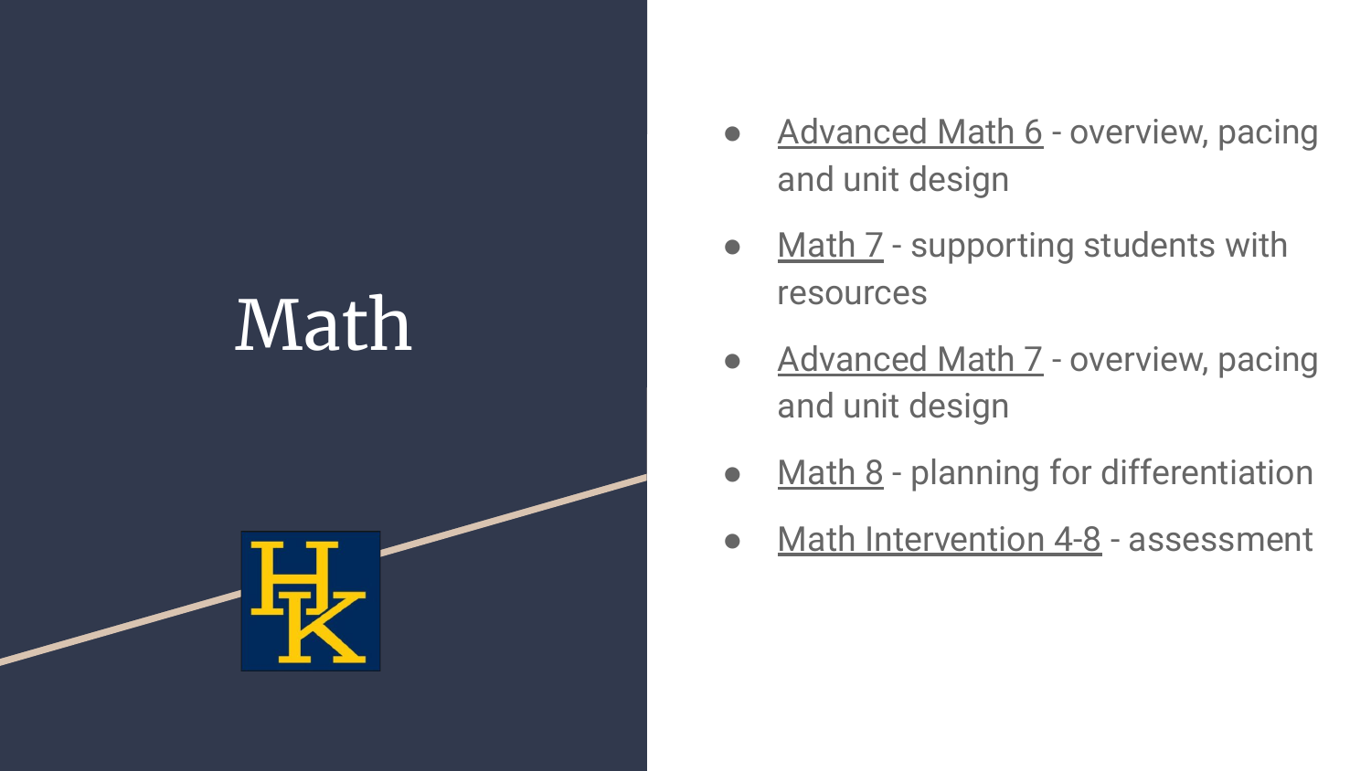# Math

- Advanced Math 6 - overview, pacing and unit design
- Math 7 - supporting students with resources
- Advanced Math 7 - overview, pacing and unit design
- Math 8 - planning for differentiation
- Math Intervention 4-8 - assessment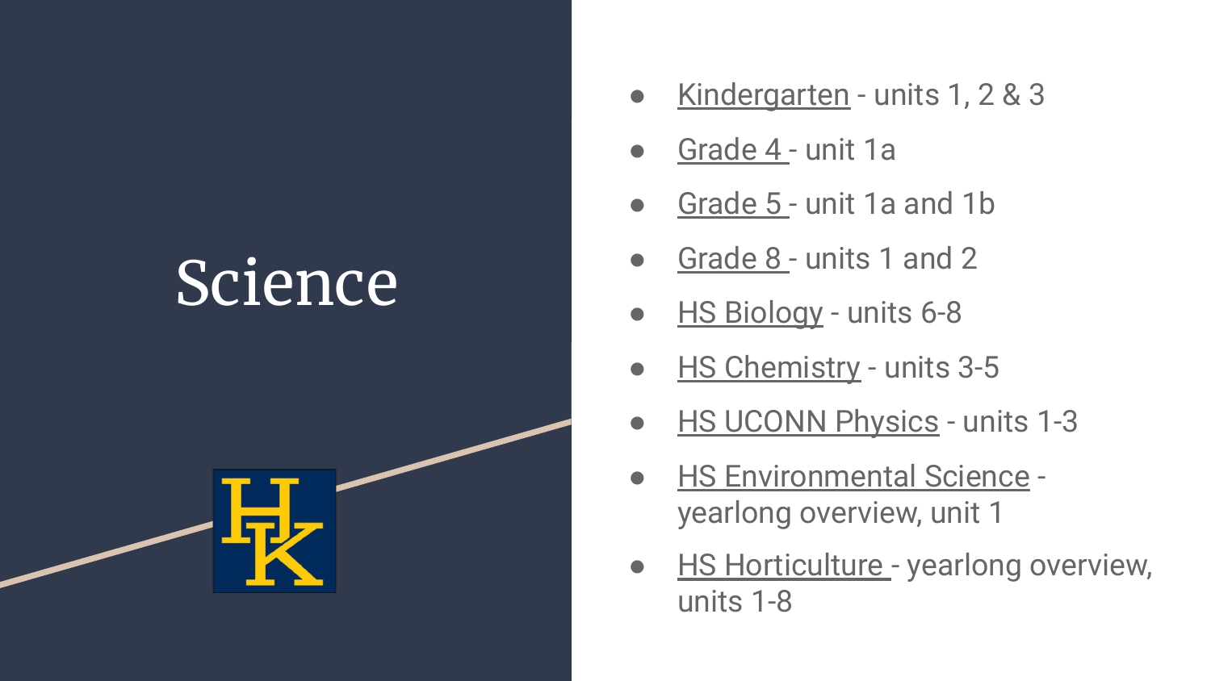# Science

- Kindergarten - units 1, 2 & 3
- Grade 4 - unit 1a
- Grade 5 - unit 1a and 1b
- Grade 8 - units 1 and 2
- HS Biology - units 6-8
- HS Chemistry - units 3-5
- HS UCONN Physics - units 1-3
- HS Environmental Science - yearlong overview, unit 1
- HS Horticulture - yearlong overview, units 1-8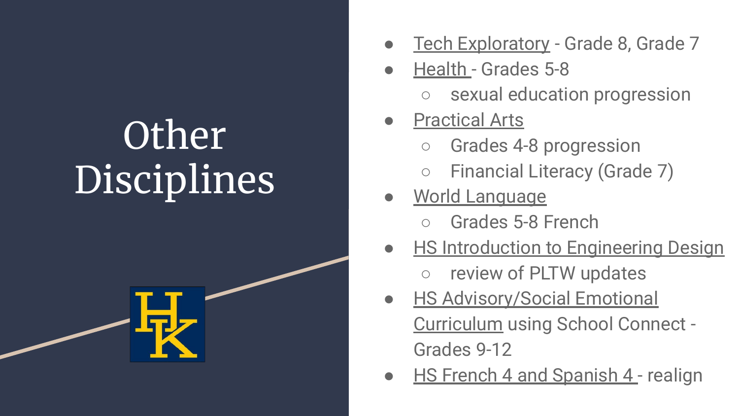# Other Disciplines

- Tech Exploratory - Grade 8, Grade 7
- Health - Grades 5-8
  - sexual education progression
- Practical Arts
  - Grades 4-8 progression
  - Financial Literacy (Grade 7)
- World Language
  - Grades 5-8 French
- HS Introduction to Engineering Design
  - review of PLTW updates
- HS Advisory/Social Emotional Curriculum using School Connect - Grades 9-12
- HS French 4 and Spanish 4 - realign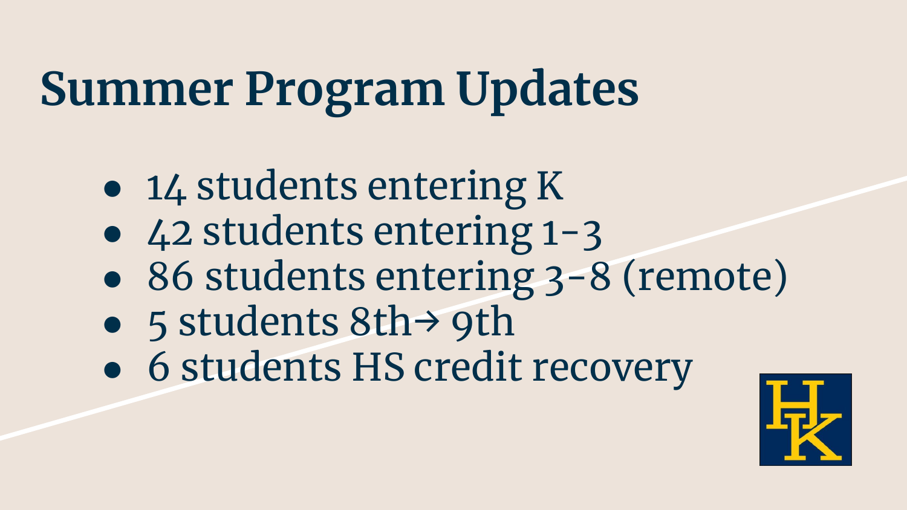# Summer Program Updates

- 14 students entering K
- 42 students entering 1-3
- 86 students entering 3-8 (remote)
- 5 students 8th→ 9th
- 6 students HS credit recovery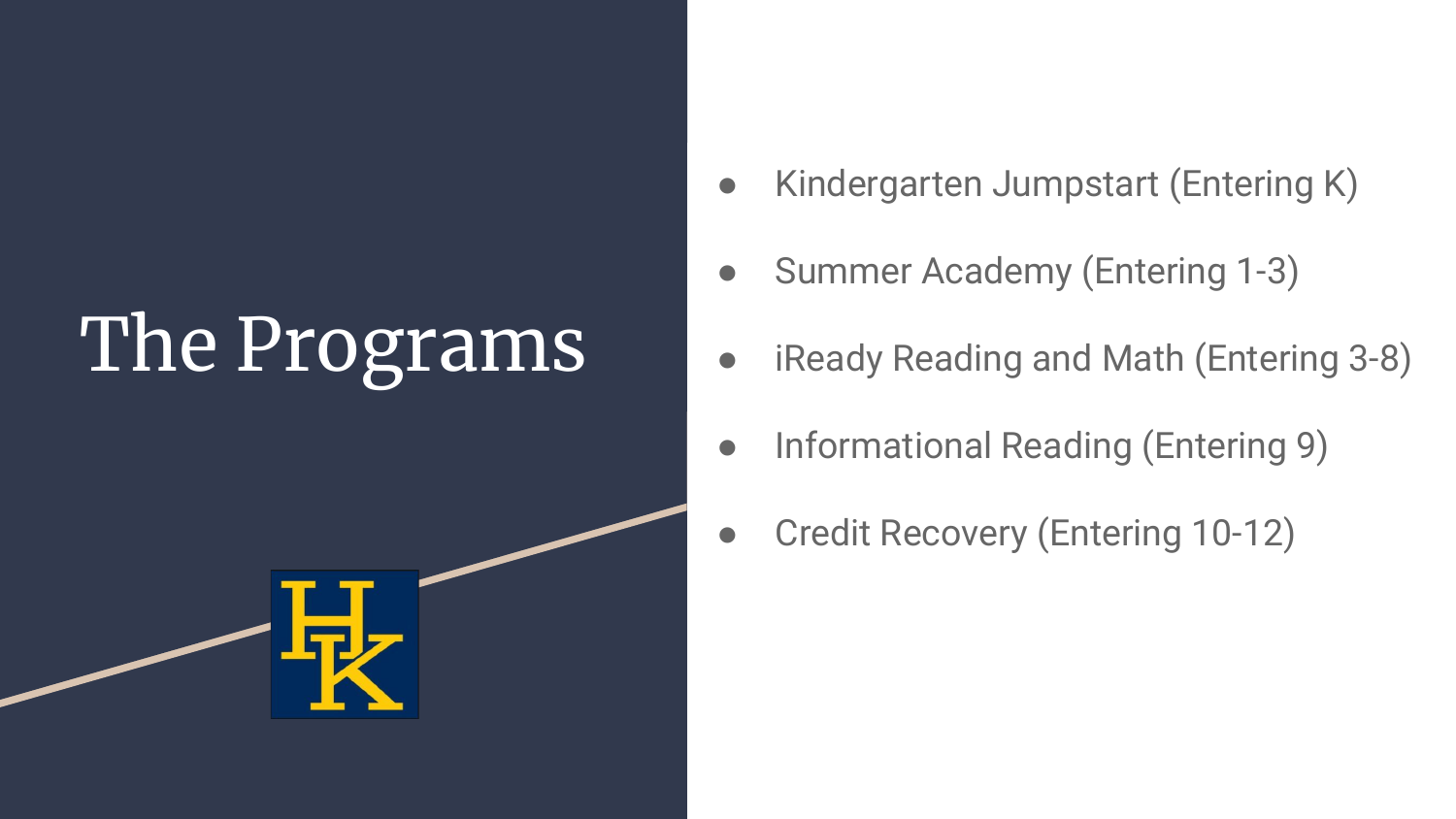# The Programs

- Kindergarten Jumpstart (Entering K)
- Summer Academy (Entering 1-3)
- iReady Reading and Math (Entering 3-8)
- Informational Reading (Entering 9)
- Credit Recovery (Entering 10-12)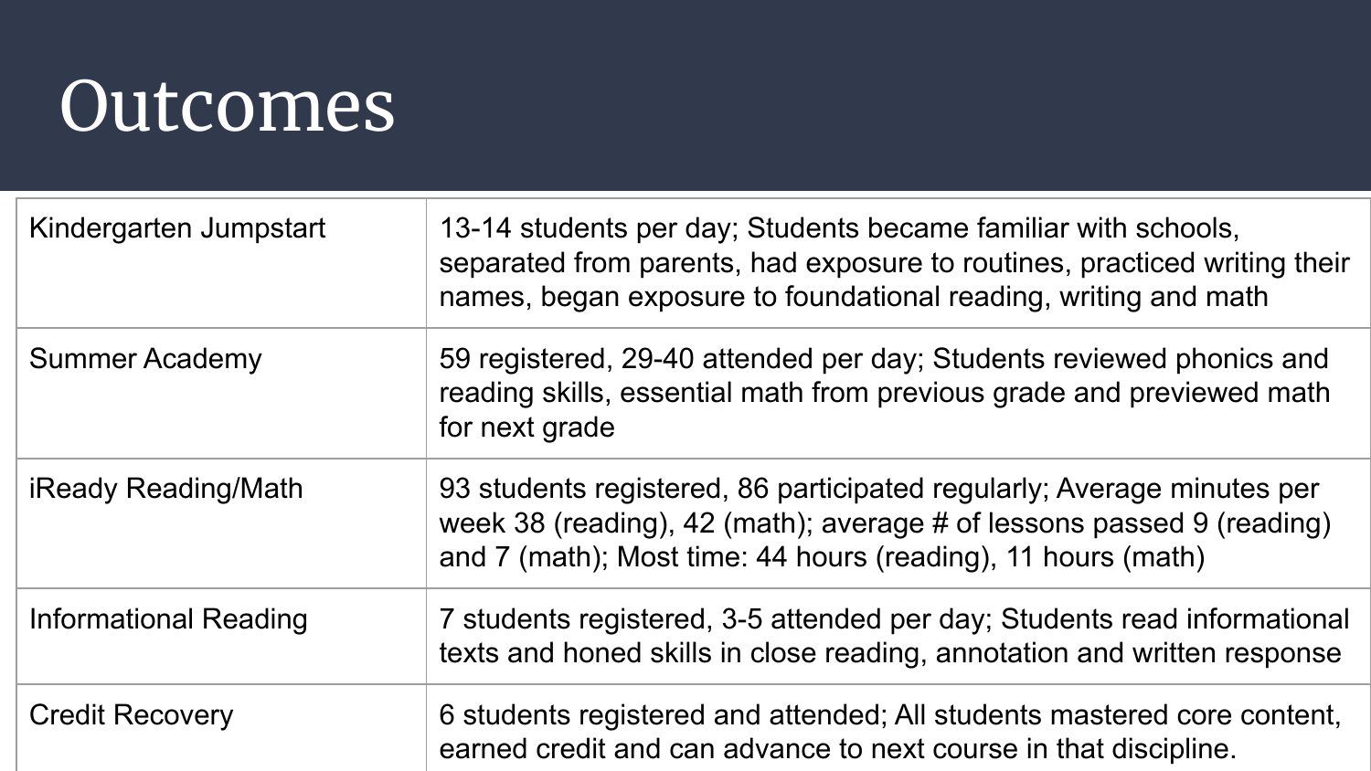# Outcomes

| | |
|---|---|
| Kindergarten Jumpstart | 13-14 students per day; Students became familiar with schools, separated from parents, had exposure to routines, practiced writing their names, began exposure to foundational reading, writing and math |
| Summer Academy | 59 registered, 29-40 attended per day; Students reviewed phonics and reading skills, essential math from previous grade and previewed math for next grade |
| iReady Reading/Math | 93 students registered, 86 participated regularly; Average minutes per week 38 (reading), 42 (math); average # of lessons passed 9 (reading) and 7 (math); Most time: 44 hours (reading), 11 hours (math) |
| Informational Reading | 7 students registered, 3-5 attended per day; Students read informational texts and honed skills in close reading, annotation and written response |
| Credit Recovery | 6 students registered and attended; All students mastered core content, earned credit and can advance to next course in that discipline. |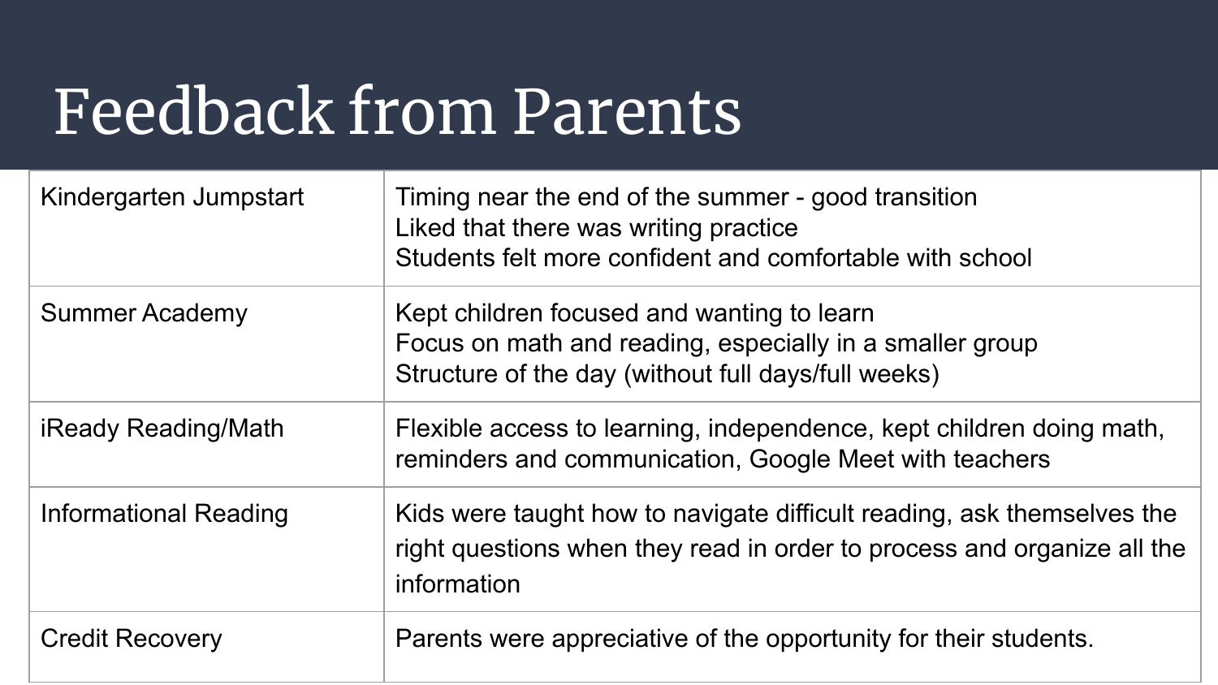# Feedback from Parents

| | |
|---|---|
| Kindergarten Jumpstart | Timing near the end of the summer - good transition<br>Liked that there was writing practice<br>Students felt more confident and comfortable with school |
| Summer Academy | Kept children focused and wanting to learn<br>Focus on math and reading, especially in a smaller group<br>Structure of the day (without full days/full weeks) |
| iReady Reading/Math | Flexible access to learning, independence, kept children doing math, reminders and communication, Google Meet with teachers |
| Informational Reading | Kids were taught how to navigate difficult reading, ask themselves the right questions when they read in order to process and organize all the information |
| Credit Recovery | Parents were appreciative of the opportunity for their students. |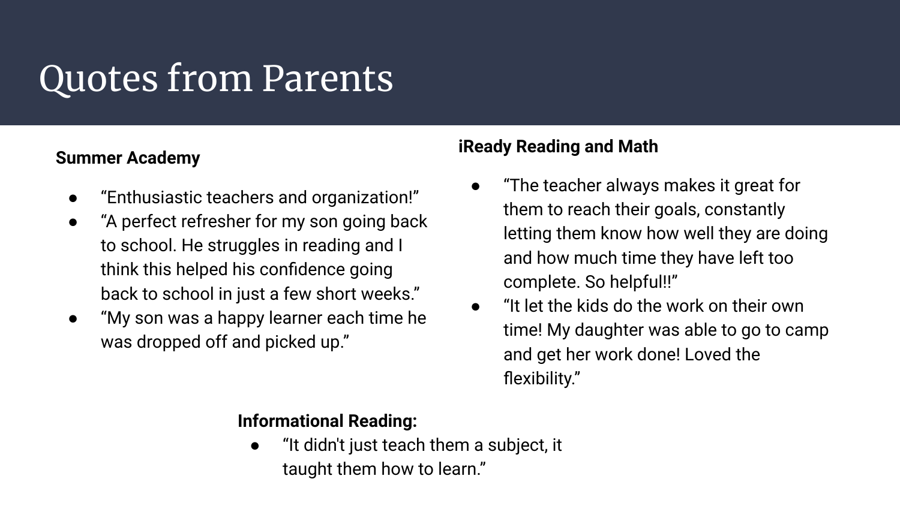# Quotes from Parents

**Summer Academy**

- “Enthusiastic teachers and organization!”
- “A perfect refresher for my son going back to school. He struggles in reading and I think this helped his confidence going back to school in just a few short weeks.”
- “My son was a happy learner each time he was dropped off and picked up.”

**iReady Reading and Math**

- “The teacher always makes it great for them to reach their goals, constantly letting them know how well they are doing and how much time they have left too complete. So helpful!!”
- “It let the kids do the work on their own time! My daughter was able to go to camp and get her work done! Loved the flexibility.”

**Informational Reading:**

- “It didn't just teach them a subject, it taught them how to learn.”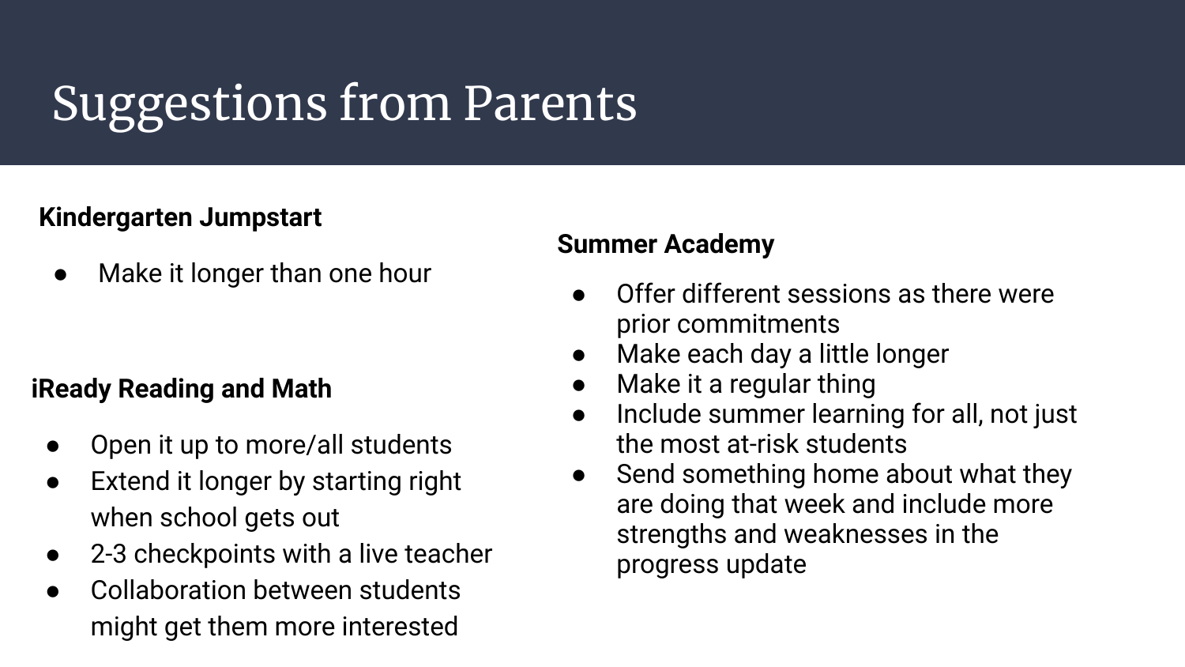# Suggestions from Parents

**Kindergarten Jumpstart**

- Make it longer than one hour

**iReady Reading and Math**

- Open it up to more/all students
- Extend it longer by starting right when school gets out
- 2-3 checkpoints with a live teacher
- Collaboration between students might get them more interested

**Summer Academy**

- Offer different sessions as there were prior commitments
- Make each day a little longer
- Make it a regular thing
- Include summer learning for all, not just the most at-risk students
- Send something home about what they are doing that week and include more strengths and weaknesses in the progress update